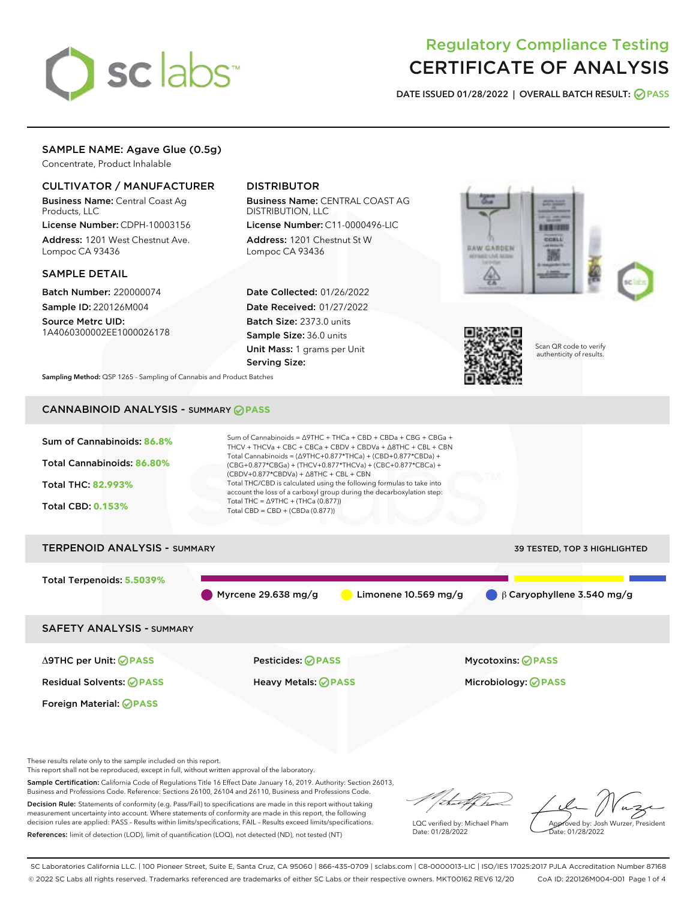# Regulatory Compliance Testing
# CERTIFICATE OF ANALYSIS

**DATE ISSUED 01/28/2022 | OVERALL BATCH RESULT: PASS**

## SAMPLE NAME: Agave Glue (0.5g)

Concentrate, Product Inhalable

### CULTIVATOR / MANUFACTURER

**Business Name:** Central Coast Ag Products, LLC
**License Number:** CDPH-10003156
**Address:** 1201 West Chestnut Ave. Lompoc CA 93436

### DISTRIBUTOR

**Business Name:** CENTRAL COAST AG DISTRIBUTION, LLC
**License Number:** C11-0000496-LIC
**Address:** 1201 Chestnut St W Lompoc CA 93436

### SAMPLE DETAIL

**Batch Number:** 220000074
**Sample ID:** 220126M004
**Source Metrc UID:** 1A4060300002EE1000026178

**Date Collected:** 01/26/2022
**Date Received:** 01/27/2022
**Batch Size:** 2373.0 units
**Sample Size:** 36.0 units
**Unit Mass:** 1 grams per Unit
**Serving Size:**

Scan QR code to verify authenticity of results.

**Sampling Method:** QSP 1265 - Sampling of Cannabis and Product Batches

## CANNABINOID ANALYSIS - SUMMARY PASS

**Sum of Cannabinoids: 86.8%**
**Total Cannabinoids: 86.80%**
**Total THC: 82.993%**
**Total CBD: 0.153%**

Sum of Cannabinoids = Δ9THC + THCa + CBD + CBDa + CBG + CBGa + THCV + THCVa + CBC + CBCa + CBDV + CBDVa + Δ8THC + CBL + CBN
Total Cannabinoids = (Δ9THC+0.877*THCa) + (CBD+0.877*CBDa) + (CBG+0.877*CBGa) + (THCV+0.877*THCVa) + (CBC+0.877*CBCa) + (CBDV+0.877*CBDVa) + Δ8THC + CBL + CBN
Total THC/CBD is calculated using the following formulas to take into account the loss of a carboxyl group during the decarboxylation step:
Total THC = Δ9THC + (THCa (0.877))
Total CBD = CBD + (CBDa (0.877))

## TERPENOID ANALYSIS - SUMMARY

39 TESTED, TOP 3 HIGHLIGHTED

**Total Terpenoids: 5.5039%**

Myrcene 29.638 mg/g | Limonene 10.569 mg/g | β Caryophyllene 3.540 mg/g

## SAFETY ANALYSIS - SUMMARY

| | | |
|---|---|---|
| Δ9THC per Unit: PASS | Pesticides: PASS | Mycotoxins: PASS |
| Residual Solvents: PASS | Heavy Metals: PASS | Microbiology: PASS |
| Foreign Material: PASS | | |

These results relate only to the sample included on this report.
This report shall not be reproduced, except in full, without written approval of the laboratory.

**Sample Certification:** California Code of Regulations Title 16 Effect Date January 16, 2019. Authority: Section 26013, Business and Professions Code. Reference: Sections 26100, 26104 and 26110, Business and Professions Code.

**Decision Rule:** Statements of conformity (e.g. Pass/Fail) to specifications are made in this report without taking measurement uncertainty into account. Where statements of conformity are made in this report, the following decision rules are applied: PASS – Results within limits/specifications, FAIL – Results exceed limits/specifications.

**References:** limit of detection (LOD), limit of quantification (LOQ), not detected (ND), not tested (NT)

LQC verified by: Michael Pham
Date: 01/28/2022

Approved by: Josh Wurzer, President
Date: 01/28/2022

SC Laboratories California LLC. | 100 Pioneer Street, Suite E, Santa Cruz, CA 95060 | 866-435-0709 | sclabs.com | C8-0000013-LIC | ISO/IES 17025:2017 PJLA Accreditation Number 87168
© 2022 SC Labs all rights reserved. Trademarks referenced are trademarks of either SC Labs or their respective owners. MKT00162 REV6 12/20 CoA ID: 220126M004-001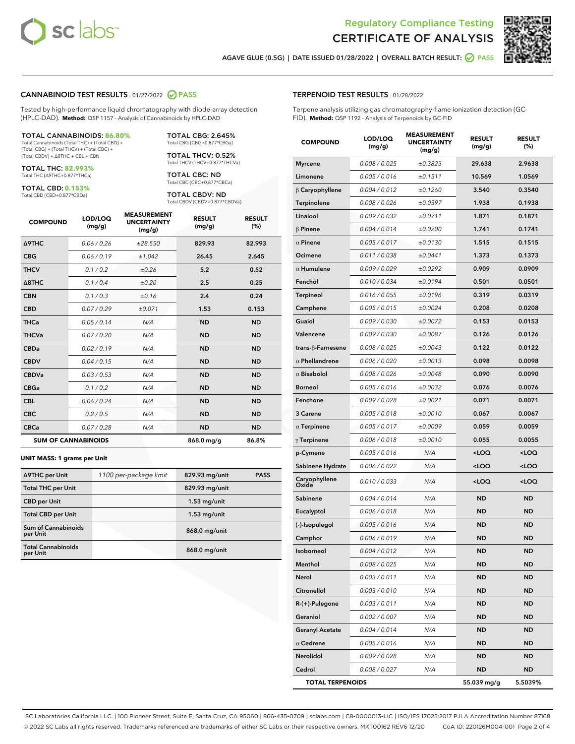Regulatory Compliance Testing

# CERTIFICATE OF ANALYSIS

AGAVE GLUE (0.5G) | DATE ISSUED 01/28/2022 | OVERALL BATCH RESULT: PASS

## CANNABINOID TEST RESULTS - 01/27/2022 PASS

Tested by high-performance liquid chromatography with diode-array detection (HPLC-DAD). **Method:** QSP 1157 - Analysis of Cannabinoids by HPLC-DAD

**TOTAL CANNABINOIDS: 86.80%**
Total Cannabinoids (Total THC) + (Total CBD) + (Total CBG) + (Total THCV) + (Total CBC) + (Total CBDV) + Δ8THC + CBL + CBN

**TOTAL THC: 82.993%**
Total THC (Δ9THC+0.877*THCa)

**TOTAL CBD: 0.153%**
Total CBD (CBD+0.877*CBDa)

**TOTAL CBG: 2.645%**
Total CBG (CBG+0.877*CBGa)

**TOTAL THCV: 0.52%**
Total THCV (THCV+0.877*THCVa)

**TOTAL CBC: ND**
Total CBC (CBC+0.877*CBCa)

**TOTAL CBDV: ND**
Total CBDV (CBDV+0.877*CBDVa)

| COMPOUND | LOD/LOQ (mg/g) | MEASUREMENT UNCERTAINTY (mg/g) | RESULT (mg/g) | RESULT (%) |
|---|---|---|---|---|
| Δ9THC | 0.06 / 0.26 | ±28.550 | 829.93 | 82.993 |
| CBG | 0.06 / 0.19 | ±1.042 | 26.45 | 2.645 |
| THCV | 0.1 / 0.2 | ±0.26 | 5.2 | 0.52 |
| Δ8THC | 0.1 / 0.4 | ±0.20 | 2.5 | 0.25 |
| CBN | 0.1 / 0.3 | ±0.16 | 2.4 | 0.24 |
| CBD | 0.07 / 0.29 | ±0.071 | 1.53 | 0.153 |
| THCa | 0.05 / 0.14 | N/A | ND | ND |
| THCVa | 0.07 / 0.20 | N/A | ND | ND |
| CBDa | 0.02 / 0.19 | N/A | ND | ND |
| CBDV | 0.04 / 0.15 | N/A | ND | ND |
| CBDVa | 0.03 / 0.53 | N/A | ND | ND |
| CBGa | 0.1 / 0.2 | N/A | ND | ND |
| CBL | 0.06 / 0.24 | N/A | ND | ND |
| CBC | 0.2 / 0.5 | N/A | ND | ND |
| CBCa | 0.07 / 0.28 | N/A | ND | ND |
| **SUM OF CANNABINOIDS** | | | 868.0 mg/g | 86.8% |

**UNIT MASS: 1 grams per Unit**

| | | | |
|---|---|---|---|
| Δ9THC per Unit | 1100 per-package limit | 829.93 mg/unit | PASS |
| Total THC per Unit | | 829.93 mg/unit | |
| CBD per Unit | | 1.53 mg/unit | |
| Total CBD per Unit | | 1.53 mg/unit | |
| Sum of Cannabinoids per Unit | | 868.0 mg/unit | |
| Total Cannabinoids per Unit | | 868.0 mg/unit | |

## TERPENOID TEST RESULTS - 01/28/2022

Terpene analysis utilizing gas chromatography-flame ionization detection (GC-FID). **Method:** QSP 1192 - Analysis of Terpenoids by GC-FID

| COMPOUND | LOD/LOQ (mg/g) | MEASUREMENT UNCERTAINTY (mg/g) | RESULT (mg/g) | RESULT (%) |
|---|---|---|---|---|
| Myrcene | 0.008 / 0.025 | ±0.3823 | 29.638 | 2.9638 |
| Limonene | 0.005 / 0.016 | ±0.1511 | 10.569 | 1.0569 |
| β Caryophyllene | 0.004 / 0.012 | ±0.1260 | 3.540 | 0.3540 |
| Terpinolene | 0.008 / 0.026 | ±0.0397 | 1.938 | 0.1938 |
| Linalool | 0.009 / 0.032 | ±0.0711 | 1.871 | 0.1871 |
| β Pinene | 0.004 / 0.014 | ±0.0200 | 1.741 | 0.1741 |
| α Pinene | 0.005 / 0.017 | ±0.0130 | 1.515 | 0.1515 |
| Ocimene | 0.011 / 0.038 | ±0.0441 | 1.373 | 0.1373 |
| α Humulene | 0.009 / 0.029 | ±0.0292 | 0.909 | 0.0909 |
| Fenchol | 0.010 / 0.034 | ±0.0194 | 0.501 | 0.0501 |
| Terpineol | 0.016 / 0.055 | ±0.0196 | 0.319 | 0.0319 |
| Camphene | 0.005 / 0.015 | ±0.0024 | 0.208 | 0.0208 |
| Guaiol | 0.009 / 0.030 | ±0.0072 | 0.153 | 0.0153 |
| Valencene | 0.009 / 0.030 | ±0.0087 | 0.126 | 0.0126 |
| trans-β-Farnesene | 0.008 / 0.025 | ±0.0043 | 0.122 | 0.0122 |
| α Phellandrene | 0.006 / 0.020 | ±0.0013 | 0.098 | 0.0098 |
| α Bisabolol | 0.008 / 0.026 | ±0.0048 | 0.090 | 0.0090 |
| Borneol | 0.005 / 0.016 | ±0.0032 | 0.076 | 0.0076 |
| Fenchone | 0.009 / 0.028 | ±0.0021 | 0.071 | 0.0071 |
| 3 Carene | 0.005 / 0.018 | ±0.0010 | 0.067 | 0.0067 |
| α Terpinene | 0.005 / 0.017 | ±0.0009 | 0.059 | 0.0059 |
| γ Terpinene | 0.006 / 0.018 | ±0.0010 | 0.055 | 0.0055 |
| p-Cymene | 0.005 / 0.016 | N/A | <LOQ | <LOQ |
| Sabinene Hydrate | 0.006 / 0.022 | N/A | <LOQ | <LOQ |
| Caryophyllene Oxide | 0.010 / 0.033 | N/A | <LOQ | <LOQ |
| Sabinene | 0.004 / 0.014 | N/A | ND | ND |
| Eucalyptol | 0.006 / 0.018 | N/A | ND | ND |
| (-)-Isopulegol | 0.005 / 0.016 | N/A | ND | ND |
| Camphor | 0.006 / 0.019 | N/A | ND | ND |
| Isoborneol | 0.004 / 0.012 | N/A | ND | ND |
| Menthol | 0.008 / 0.025 | N/A | ND | ND |
| Nerol | 0.003 / 0.011 | N/A | ND | ND |
| Citronellol | 0.003 / 0.010 | N/A | ND | ND |
| R-(+)-Pulegone | 0.003 / 0.011 | N/A | ND | ND |
| Geraniol | 0.002 / 0.007 | N/A | ND | ND |
| Geranyl Acetate | 0.004 / 0.014 | N/A | ND | ND |
| α Cedrene | 0.005 / 0.016 | N/A | ND | ND |
| Nerolidol | 0.009 / 0.028 | N/A | ND | ND |
| Cedrol | 0.008 / 0.027 | N/A | ND | ND |
| **TOTAL TERPENOIDS** | | | 55.039 mg/g | 5.5039% |

SC Laboratories California LLC. | 100 Pioneer Street, Suite E, Santa Cruz, CA 95060 | 866-435-0709 | sclabs.com | C8-0000013-LIC | ISO/IES 17025:2017 PJLA Accreditation Number 87168
© 2022 SC Labs all rights reserved. Trademarks referenced are trademarks of either SC Labs or their respective owners. MKT00162 REV6 12/20 CoA ID: 220126M004-001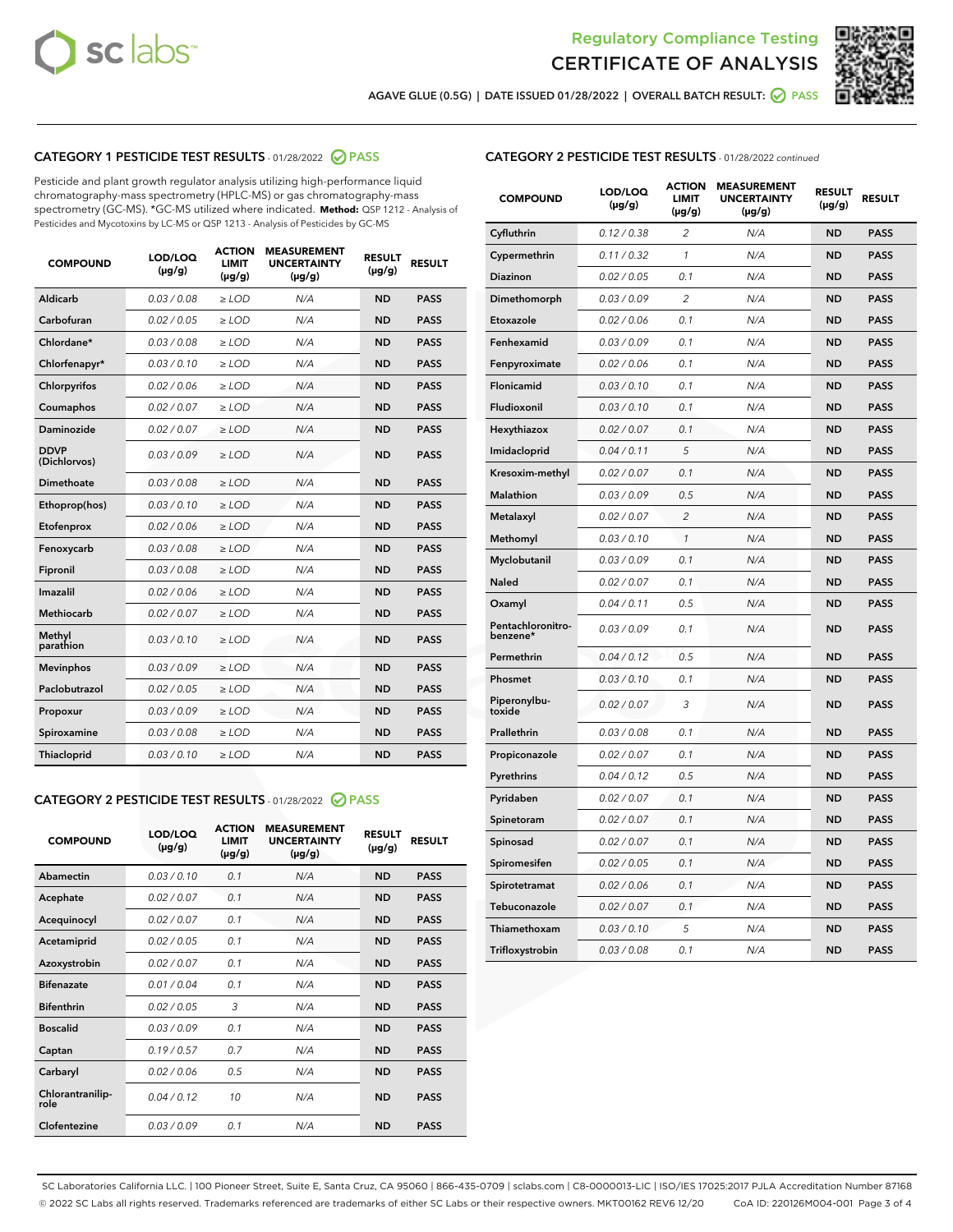# Regulatory Compliance Testing
# CERTIFICATE OF ANALYSIS

AGAVE GLUE (0.5G) | DATE ISSUED 01/28/2022 | OVERALL BATCH RESULT: PASS

## CATEGORY 1 PESTICIDE TEST RESULTS - 01/28/2022 PASS

Pesticide and plant growth regulator analysis utilizing high-performance liquid chromatography-mass spectrometry (HPLC-MS) or gas chromatography-mass spectrometry (GC-MS). *GC-MS utilized where indicated. **Method:** QSP 1212 - Analysis of Pesticides and Mycotoxins by LC-MS or QSP 1213 - Analysis of Pesticides by GC-MS

| COMPOUND | LOD/LOQ (µg/g) | ACTION LIMIT (µg/g) | MEASUREMENT UNCERTAINTY (µg/g) | RESULT (µg/g) | RESULT |
|---|---|---|---|---|---|
| Aldicarb | 0.03 / 0.08 | ≥ LOD | N/A | ND | PASS |
| Carbofuran | 0.02 / 0.05 | ≥ LOD | N/A | ND | PASS |
| Chlordane* | 0.03 / 0.08 | ≥ LOD | N/A | ND | PASS |
| Chlorfenapyr* | 0.03 / 0.10 | ≥ LOD | N/A | ND | PASS |
| Chlorpyrifos | 0.02 / 0.06 | ≥ LOD | N/A | ND | PASS |
| Coumaphos | 0.02 / 0.07 | ≥ LOD | N/A | ND | PASS |
| Daminozide | 0.02 / 0.07 | ≥ LOD | N/A | ND | PASS |
| DDVP (Dichlorvos) | 0.03 / 0.09 | ≥ LOD | N/A | ND | PASS |
| Dimethoate | 0.03 / 0.08 | ≥ LOD | N/A | ND | PASS |
| Ethoprop(hos) | 0.03 / 0.10 | ≥ LOD | N/A | ND | PASS |
| Etofenprox | 0.02 / 0.06 | ≥ LOD | N/A | ND | PASS |
| Fenoxycarb | 0.03 / 0.08 | ≥ LOD | N/A | ND | PASS |
| Fipronil | 0.03 / 0.08 | ≥ LOD | N/A | ND | PASS |
| Imazalil | 0.02 / 0.06 | ≥ LOD | N/A | ND | PASS |
| Methiocarb | 0.02 / 0.07 | ≥ LOD | N/A | ND | PASS |
| Methyl parathion | 0.03 / 0.10 | ≥ LOD | N/A | ND | PASS |
| Mevinphos | 0.03 / 0.09 | ≥ LOD | N/A | ND | PASS |
| Paclobutrazol | 0.02 / 0.05 | ≥ LOD | N/A | ND | PASS |
| Propoxur | 0.03 / 0.09 | ≥ LOD | N/A | ND | PASS |
| Spiroxamine | 0.03 / 0.08 | ≥ LOD | N/A | ND | PASS |
| Thiacloprid | 0.03 / 0.10 | ≥ LOD | N/A | ND | PASS |

## CATEGORY 2 PESTICIDE TEST RESULTS - 01/28/2022 PASS

| COMPOUND | LOD/LOQ (µg/g) | ACTION LIMIT (µg/g) | MEASUREMENT UNCERTAINTY (µg/g) | RESULT (µg/g) | RESULT |
|---|---|---|---|---|---|
| Abamectin | 0.03 / 0.10 | 0.1 | N/A | ND | PASS |
| Acephate | 0.02 / 0.07 | 0.1 | N/A | ND | PASS |
| Acequinocyl | 0.02 / 0.07 | 0.1 | N/A | ND | PASS |
| Acetamiprid | 0.02 / 0.05 | 0.1 | N/A | ND | PASS |
| Azoxystrobin | 0.02 / 0.07 | 0.1 | N/A | ND | PASS |
| Bifenazate | 0.01 / 0.04 | 0.1 | N/A | ND | PASS |
| Bifenthrin | 0.02 / 0.05 | 3 | N/A | ND | PASS |
| Boscalid | 0.03 / 0.09 | 0.1 | N/A | ND | PASS |
| Captan | 0.19 / 0.57 | 0.7 | N/A | ND | PASS |
| Carbaryl | 0.02 / 0.06 | 0.5 | N/A | ND | PASS |
| Chlorantraniliprole | 0.04 / 0.12 | 10 | N/A | ND | PASS |
| Clofentezine | 0.03 / 0.09 | 0.1 | N/A | ND | PASS |
| Cyfluthrin | 0.12 / 0.38 | 2 | N/A | ND | PASS |
| Cypermethrin | 0.11 / 0.32 | 1 | N/A | ND | PASS |
| Diazinon | 0.02 / 0.05 | 0.1 | N/A | ND | PASS |
| Dimethomorph | 0.03 / 0.09 | 2 | N/A | ND | PASS |
| Etoxazole | 0.02 / 0.06 | 0.1 | N/A | ND | PASS |
| Fenhexamid | 0.03 / 0.09 | 0.1 | N/A | ND | PASS |
| Fenpyroximate | 0.02 / 0.06 | 0.1 | N/A | ND | PASS |
| Flonicamid | 0.03 / 0.10 | 0.1 | N/A | ND | PASS |
| Fludioxonil | 0.03 / 0.10 | 0.1 | N/A | ND | PASS |
| Hexythiazox | 0.02 / 0.07 | 0.1 | N/A | ND | PASS |
| Imidacloprid | 0.04 / 0.11 | 5 | N/A | ND | PASS |
| Kresoxim-methyl | 0.02 / 0.07 | 0.1 | N/A | ND | PASS |
| Malathion | 0.03 / 0.09 | 0.5 | N/A | ND | PASS |
| Metalaxyl | 0.02 / 0.07 | 2 | N/A | ND | PASS |
| Methomyl | 0.03 / 0.10 | 1 | N/A | ND | PASS |
| Myclobutanil | 0.03 / 0.09 | 0.1 | N/A | ND | PASS |
| Naled | 0.02 / 0.07 | 0.1 | N/A | ND | PASS |
| Oxamyl | 0.04 / 0.11 | 0.5 | N/A | ND | PASS |
| Pentachloronitrobenzene* | 0.03 / 0.09 | 0.1 | N/A | ND | PASS |
| Permethrin | 0.04 / 0.12 | 0.5 | N/A | ND | PASS |
| Phosmet | 0.03 / 0.10 | 0.1 | N/A | ND | PASS |
| Piperonylbutoxide | 0.02 / 0.07 | 3 | N/A | ND | PASS |
| Prallethrin | 0.03 / 0.08 | 0.1 | N/A | ND | PASS |
| Propiconazole | 0.02 / 0.07 | 0.1 | N/A | ND | PASS |
| Pyrethrins | 0.04 / 0.12 | 0.5 | N/A | ND | PASS |
| Pyridaben | 0.02 / 0.07 | 0.1 | N/A | ND | PASS |
| Spinetoram | 0.02 / 0.07 | 0.1 | N/A | ND | PASS |
| Spinosad | 0.02 / 0.07 | 0.1 | N/A | ND | PASS |
| Spiromesifen | 0.02 / 0.05 | 0.1 | N/A | ND | PASS |
| Spirotetramat | 0.02 / 0.06 | 0.1 | N/A | ND | PASS |
| Tebuconazole | 0.02 / 0.07 | 0.1 | N/A | ND | PASS |
| Thiamethoxam | 0.03 / 0.10 | 5 | N/A | ND | PASS |
| Trifloxystrobin | 0.03 / 0.08 | 0.1 | N/A | ND | PASS |

SC Laboratories California LLC. | 100 Pioneer Street, Suite E, Santa Cruz, CA 95060 | 866-435-0709 | sclabs.com | C8-0000013-LIC | ISO/IES 17025:2017 PJLA Accreditation Number 87168
© 2022 SC Labs all rights reserved. Trademarks referenced are trademarks of either SC Labs or their respective owners. MKT00162 REV6 12/20 CoA ID: 220126M004-001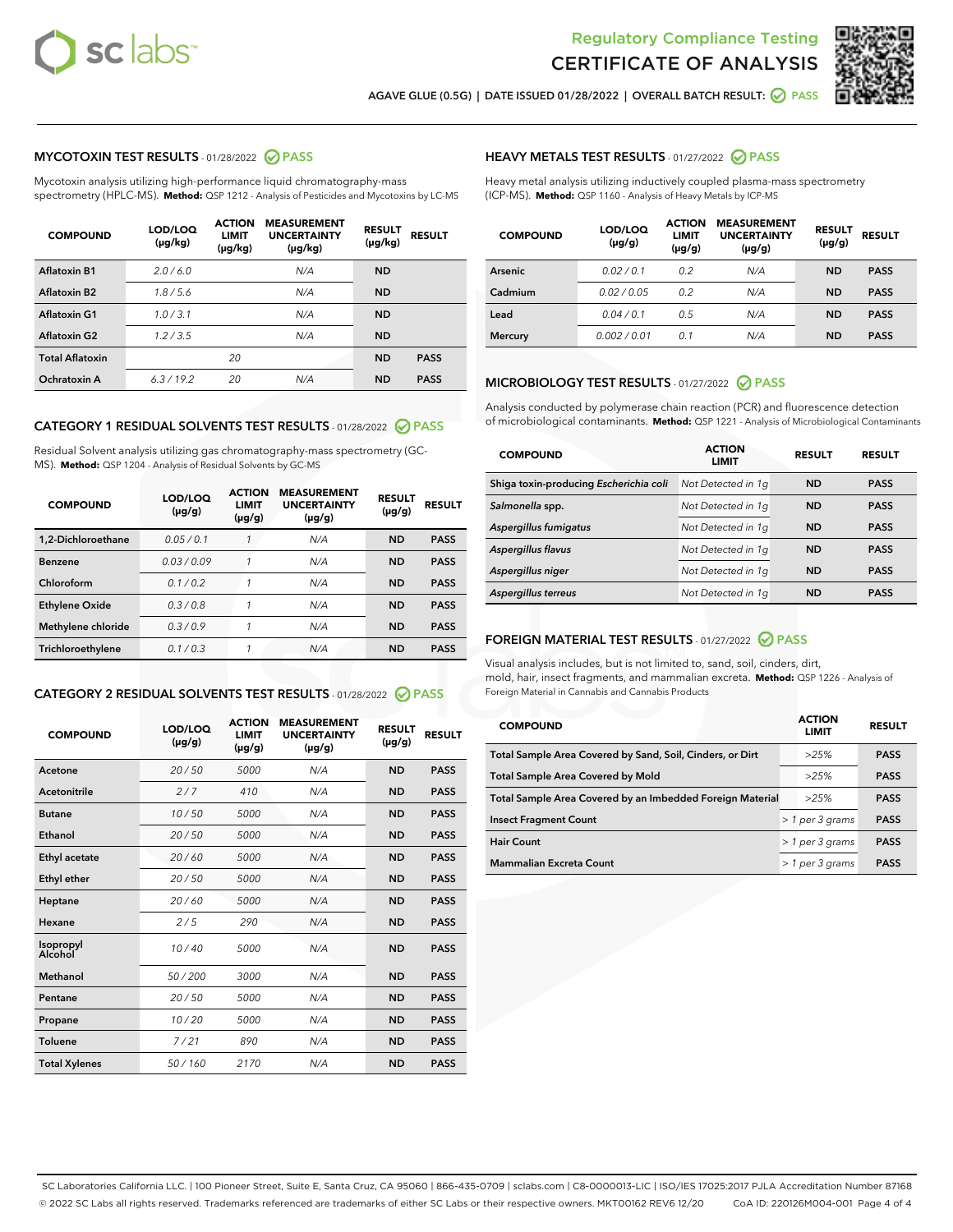Regulatory Compliance Testing

# CERTIFICATE OF ANALYSIS

AGAVE GLUE (0.5G) | DATE ISSUED 01/28/2022 | OVERALL BATCH RESULT: PASS

## MYCOTOXIN TEST RESULTS - 01/28/2022 PASS

Mycotoxin analysis utilizing high-performance liquid chromatography-mass spectrometry (HPLC-MS). **Method:** QSP 1212 - Analysis of Pesticides and Mycotoxins by LC-MS

| COMPOUND | LOD/LOQ (µg/kg) | ACTION LIMIT (µg/kg) | MEASUREMENT UNCERTAINTY (µg/kg) | RESULT (µg/kg) | RESULT |
|---|---|---|---|---|---|
| Aflatoxin B1 | 2.0 / 6.0 | | N/A | ND | |
| Aflatoxin B2 | 1.8 / 5.6 | | N/A | ND | |
| Aflatoxin G1 | 1.0 / 3.1 | | N/A | ND | |
| Aflatoxin G2 | 1.2 / 3.5 | | N/A | ND | |
| Total Aflatoxin | | 20 | | ND | PASS |
| Ochratoxin A | 6.3 / 19.2 | 20 | N/A | ND | PASS |

## CATEGORY 1 RESIDUAL SOLVENTS TEST RESULTS - 01/28/2022 PASS

Residual Solvent analysis utilizing gas chromatography-mass spectrometry (GC-MS). **Method:** QSP 1204 - Analysis of Residual Solvents by GC-MS

| COMPOUND | LOD/LOQ (µg/g) | ACTION LIMIT (µg/g) | MEASUREMENT UNCERTAINTY (µg/g) | RESULT (µg/g) | RESULT |
|---|---|---|---|---|---|
| 1,2-Dichloroethane | 0.05 / 0.1 | 1 | N/A | ND | PASS |
| Benzene | 0.03 / 0.09 | 1 | N/A | ND | PASS |
| Chloroform | 0.1 / 0.2 | 1 | N/A | ND | PASS |
| Ethylene Oxide | 0.3 / 0.8 | 1 | N/A | ND | PASS |
| Methylene chloride | 0.3 / 0.9 | 1 | N/A | ND | PASS |
| Trichloroethylene | 0.1 / 0.3 | 1 | N/A | ND | PASS |

## CATEGORY 2 RESIDUAL SOLVENTS TEST RESULTS - 01/28/2022 PASS

| COMPOUND | LOD/LOQ (µg/g) | ACTION LIMIT (µg/g) | MEASUREMENT UNCERTAINTY (µg/g) | RESULT (µg/g) | RESULT |
|---|---|---|---|---|---|
| Acetone | 20 / 50 | 5000 | N/A | ND | PASS |
| Acetonitrile | 2 / 7 | 410 | N/A | ND | PASS |
| Butane | 10 / 50 | 5000 | N/A | ND | PASS |
| Ethanol | 20 / 50 | 5000 | N/A | ND | PASS |
| Ethyl acetate | 20 / 60 | 5000 | N/A | ND | PASS |
| Ethyl ether | 20 / 50 | 5000 | N/A | ND | PASS |
| Heptane | 20 / 60 | 5000 | N/A | ND | PASS |
| Hexane | 2 / 5 | 290 | N/A | ND | PASS |
| Isopropyl Alcohol | 10 / 40 | 5000 | N/A | ND | PASS |
| Methanol | 50 / 200 | 3000 | N/A | ND | PASS |
| Pentane | 20 / 50 | 5000 | N/A | ND | PASS |
| Propane | 10 / 20 | 5000 | N/A | ND | PASS |
| Toluene | 7 / 21 | 890 | N/A | ND | PASS |
| Total Xylenes | 50 / 160 | 2170 | N/A | ND | PASS |

## HEAVY METALS TEST RESULTS - 01/27/2022 PASS

Heavy metal analysis utilizing inductively coupled plasma-mass spectrometry (ICP-MS). **Method:** QSP 1160 - Analysis of Heavy Metals by ICP-MS

| COMPOUND | LOD/LOQ (µg/g) | ACTION LIMIT (µg/g) | MEASUREMENT UNCERTAINTY (µg/g) | RESULT (µg/g) | RESULT |
|---|---|---|---|---|---|
| Arsenic | 0.02 / 0.1 | 0.2 | N/A | ND | PASS |
| Cadmium | 0.02 / 0.05 | 0.2 | N/A | ND | PASS |
| Lead | 0.04 / 0.1 | 0.5 | N/A | ND | PASS |
| Mercury | 0.002 / 0.01 | 0.1 | N/A | ND | PASS |

## MICROBIOLOGY TEST RESULTS - 01/27/2022 PASS

Analysis conducted by polymerase chain reaction (PCR) and fluorescence detection of microbiological contaminants. **Method:** QSP 1221 - Analysis of Microbiological Contaminants

| COMPOUND | ACTION LIMIT | RESULT | RESULT |
|---|---|---|---|
| Shiga toxin-producing *Escherichia coli* | Not Detected in 1g | ND | PASS |
| *Salmonella* spp. | Not Detected in 1g | ND | PASS |
| *Aspergillus fumigatus* | Not Detected in 1g | ND | PASS |
| *Aspergillus flavus* | Not Detected in 1g | ND | PASS |
| *Aspergillus niger* | Not Detected in 1g | ND | PASS |
| *Aspergillus terreus* | Not Detected in 1g | ND | PASS |

## FOREIGN MATERIAL TEST RESULTS - 01/27/2022 PASS

Visual analysis includes, but is not limited to, sand, soil, cinders, dirt, mold, hair, insect fragments, and mammalian excreta. **Method:** QSP 1226 - Analysis of Foreign Material in Cannabis and Cannabis Products

| COMPOUND | ACTION LIMIT | RESULT |
|---|---|---|
| Total Sample Area Covered by Sand, Soil, Cinders, or Dirt | >25% | PASS |
| Total Sample Area Covered by Mold | >25% | PASS |
| Total Sample Area Covered by an Imbedded Foreign Material | >25% | PASS |
| Insect Fragment Count | > 1 per 3 grams | PASS |
| Hair Count | > 1 per 3 grams | PASS |
| Mammalian Excreta Count | > 1 per 3 grams | PASS |

SC Laboratories California LLC. | 100 Pioneer Street, Suite E, Santa Cruz, CA 95060 | 866-435-0709 | sclabs.com | C8-0000013-LIC | ISO/IES 17025:2017 PJLA Accreditation Number 87168
© 2022 SC Labs all rights reserved. Trademarks referenced are trademarks of either SC Labs or their respective owners. MKT00162 REV6 12/20 CoA ID: 220126M004-001